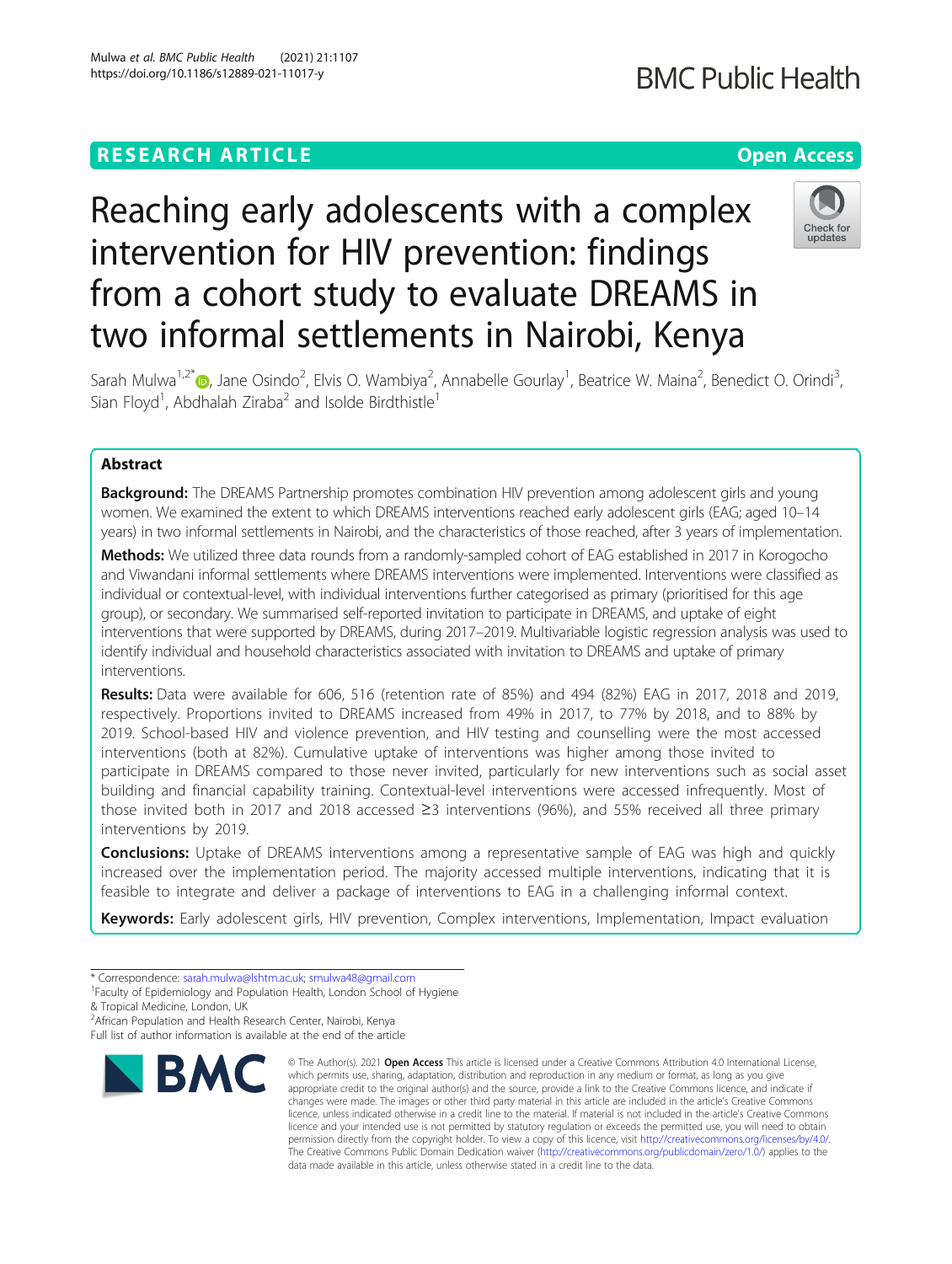RESEARCH ARTICLE

Open Access

# Reaching early adolescents with a complex intervention for HIV prevention: findings from a cohort study to evaluate DREAMS in two informal settlements in Nairobi, Kenya

Sarah Mulwa[1,2*], Jane Osindo[2], Elvis O. Wambiya[2], Annabelle Gourlay[1], Beatrice W. Maina[2], Benedict O. Orindi[3], Sian Floyd[1], Abdhalah Ziraba[2] and Isolde Birdthistle[1]

## Abstract

**Background:** The DREAMS Partnership promotes combination HIV prevention among adolescent girls and young women. We examined the extent to which DREAMS interventions reached early adolescent girls (EAG; aged 10–14 years) in two informal settlements in Nairobi, and the characteristics of those reached, after 3 years of implementation.

**Methods:** We utilized three data rounds from a randomly-sampled cohort of EAG established in 2017 in Korogocho and Viwandani informal settlements where DREAMS interventions were implemented. Interventions were classified as individual or contextual-level, with individual interventions further categorised as primary (prioritised for this age group), or secondary. We summarised self-reported invitation to participate in DREAMS, and uptake of eight interventions that were supported by DREAMS, during 2017–2019. Multivariable logistic regression analysis was used to identify individual and household characteristics associated with invitation to DREAMS and uptake of primary interventions.

**Results:** Data were available for 606, 516 (retention rate of 85%) and 494 (82%) EAG in 2017, 2018 and 2019, respectively. Proportions invited to DREAMS increased from 49% in 2017, to 77% by 2018, and to 88% by 2019. School-based HIV and violence prevention, and HIV testing and counselling were the most accessed interventions (both at 82%). Cumulative uptake of interventions was higher among those invited to participate in DREAMS compared to those never invited, particularly for new interventions such as social asset building and financial capability training. Contextual-level interventions were accessed infrequently. Most of those invited both in 2017 and 2018 accessed ≥3 interventions (96%), and 55% received all three primary interventions by 2019.

**Conclusions:** Uptake of DREAMS interventions among a representative sample of EAG was high and quickly increased over the implementation period. The majority accessed multiple interventions, indicating that it is feasible to integrate and deliver a package of interventions to EAG in a challenging informal context.

**Keywords:** Early adolescent girls, HIV prevention, Complex interventions, Implementation, Impact evaluation

\* Correspondence: sarah.mulwa@lshtm.ac.uk; smulwa48@gmail.com
[1]Faculty of Epidemiology and Population Health, London School of Hygiene & Tropical Medicine, London, UK
[2]African Population and Health Research Center, Nairobi, Kenya
Full list of author information is available at the end of the article

© The Author(s). 2021 **Open Access** This article is licensed under a Creative Commons Attribution 4.0 International License, which permits use, sharing, adaptation, distribution and reproduction in any medium or format, as long as you give appropriate credit to the original author(s) and the source, provide a link to the Creative Commons licence, and indicate if changes were made. The images or other third party material in this article are included in the article's Creative Commons licence, unless indicated otherwise in a credit line to the material. If material is not included in the article's Creative Commons licence and your intended use is not permitted by statutory regulation or exceeds the permitted use, you will need to obtain permission directly from the copyright holder. To view a copy of this licence, visit http://creativecommons.org/licenses/by/4.0/. The Creative Commons Public Domain Dedication waiver (http://creativecommons.org/publicdomain/zero/1.0/) applies to the data made available in this article, unless otherwise stated in a credit line to the data.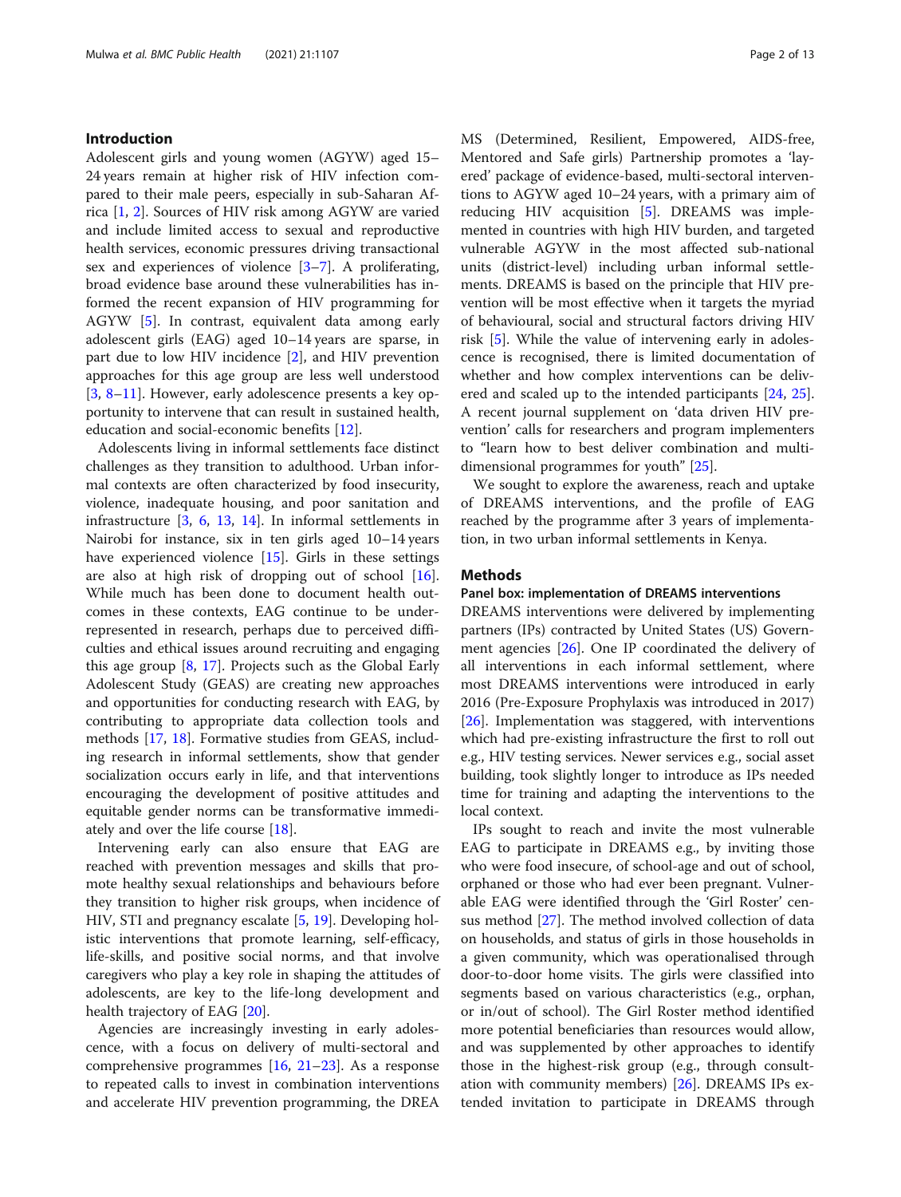## Introduction

Adolescent girls and young women (AGYW) aged 15–24 years remain at higher risk of HIV infection compared to their male peers, especially in sub-Saharan Africa [1, 2]. Sources of HIV risk among AGYW are varied and include limited access to sexual and reproductive health services, economic pressures driving transactional sex and experiences of violence [3–7]. A proliferating, broad evidence base around these vulnerabilities has informed the recent expansion of HIV programming for AGYW [5]. In contrast, equivalent data among early adolescent girls (EAG) aged 10–14 years are sparse, in part due to low HIV incidence [2], and HIV prevention approaches for this age group are less well understood [3, 8–11]. However, early adolescence presents a key opportunity to intervene that can result in sustained health, education and social-economic benefits [12].

Adolescents living in informal settlements face distinct challenges as they transition to adulthood. Urban informal contexts are often characterized by food insecurity, violence, inadequate housing, and poor sanitation and infrastructure [3, 6, 13, 14]. In informal settlements in Nairobi for instance, six in ten girls aged 10–14 years have experienced violence [15]. Girls in these settings are also at high risk of dropping out of school [16]. While much has been done to document health outcomes in these contexts, EAG continue to be underrepresented in research, perhaps due to perceived difficulties and ethical issues around recruiting and engaging this age group [8, 17]. Projects such as the Global Early Adolescent Study (GEAS) are creating new approaches and opportunities for conducting research with EAG, by contributing to appropriate data collection tools and methods [17, 18]. Formative studies from GEAS, including research in informal settlements, show that gender socialization occurs early in life, and that interventions encouraging the development of positive attitudes and equitable gender norms can be transformative immediately and over the life course [18].

Intervening early can also ensure that EAG are reached with prevention messages and skills that promote healthy sexual relationships and behaviours before they transition to higher risk groups, when incidence of HIV, STI and pregnancy escalate [5, 19]. Developing holistic interventions that promote learning, self-efficacy, life-skills, and positive social norms, and that involve caregivers who play a key role in shaping the attitudes of adolescents, are key to the life-long development and health trajectory of EAG [20].

Agencies are increasingly investing in early adolescence, with a focus on delivery of multi-sectoral and comprehensive programmes [16, 21–23]. As a response to repeated calls to invest in combination interventions and accelerate HIV prevention programming, the DREAMS (Determined, Resilient, Empowered, AIDS-free, Mentored and Safe girls) Partnership promotes a 'layered' package of evidence-based, multi-sectoral interventions to AGYW aged 10–24 years, with a primary aim of reducing HIV acquisition [5]. DREAMS was implemented in countries with high HIV burden, and targeted vulnerable AGYW in the most affected sub-national units (district-level) including urban informal settlements. DREAMS is based on the principle that HIV prevention will be most effective when it targets the myriad of behavioural, social and structural factors driving HIV risk [5]. While the value of intervening early in adolescence is recognised, there is limited documentation of whether and how complex interventions can be delivered and scaled up to the intended participants [24, 25]. A recent journal supplement on 'data driven HIV prevention' calls for researchers and program implementers to "learn how to best deliver combination and multi-dimensional programmes for youth" [25].

We sought to explore the awareness, reach and uptake of DREAMS interventions, and the profile of EAG reached by the programme after 3 years of implementation, in two urban informal settlements in Kenya.

## Methods

### Panel box: implementation of DREAMS interventions

DREAMS interventions were delivered by implementing partners (IPs) contracted by United States (US) Government agencies [26]. One IP coordinated the delivery of all interventions in each informal settlement, where most DREAMS interventions were introduced in early 2016 (Pre-Exposure Prophylaxis was introduced in 2017) [26]. Implementation was staggered, with interventions which had pre-existing infrastructure the first to roll out e.g., HIV testing services. Newer services e.g., social asset building, took slightly longer to introduce as IPs needed time for training and adapting the interventions to the local context.

IPs sought to reach and invite the most vulnerable EAG to participate in DREAMS e.g., by inviting those who were food insecure, of school-age and out of school, orphaned or those who had ever been pregnant. Vulnerable EAG were identified through the 'Girl Roster' census method [27]. The method involved collection of data on households, and status of girls in those households in a given community, which was operationalised through door-to-door home visits. The girls were classified into segments based on various characteristics (e.g., orphan, or in/out of school). The Girl Roster method identified more potential beneficiaries than resources would allow, and was supplemented by other approaches to identify those in the highest-risk group (e.g., through consultation with community members) [26]. DREAMS IPs extended invitation to participate in DREAMS through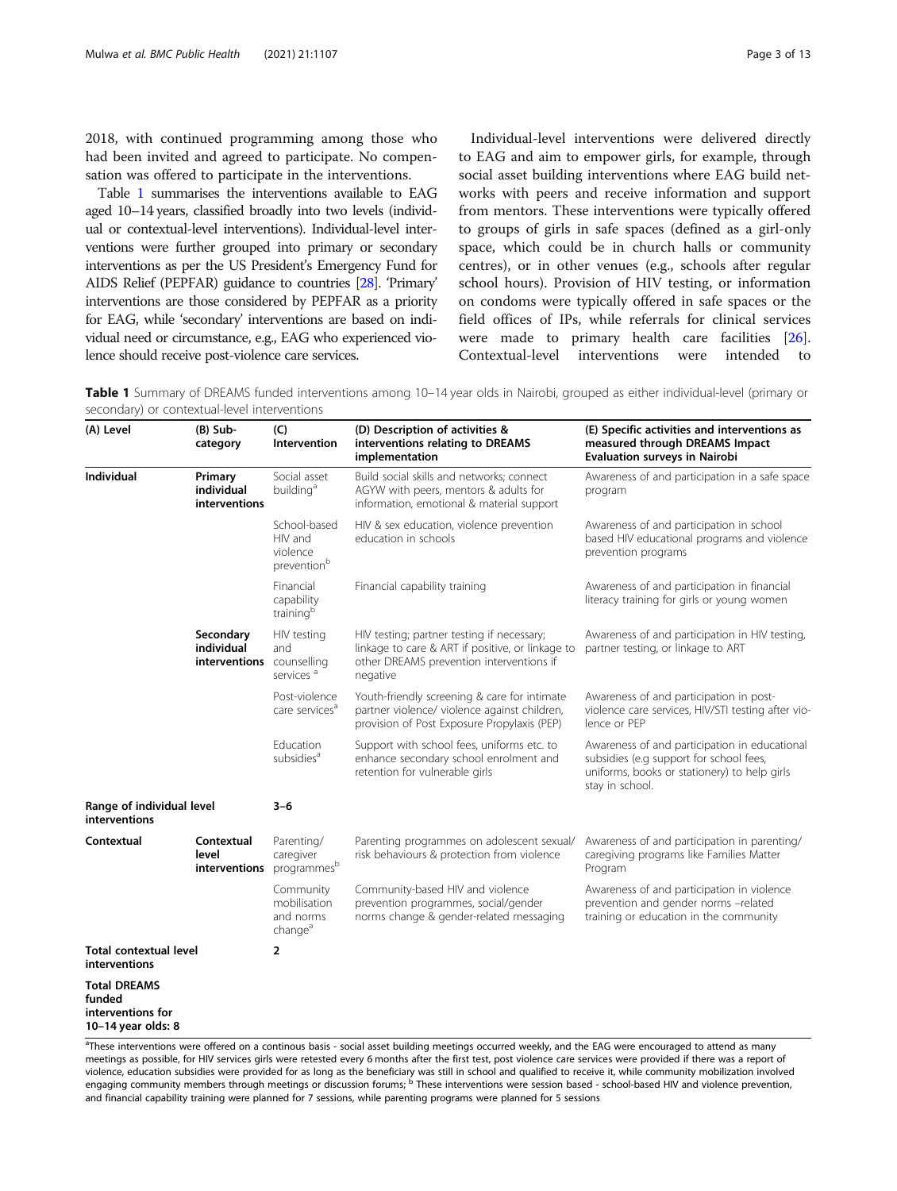2018, with continued programming among those who had been invited and agreed to participate. No compensation was offered to participate in the interventions.

Table 1 summarises the interventions available to EAG aged 10–14 years, classified broadly into two levels (individual or contextual-level interventions). Individual-level interventions were further grouped into primary or secondary interventions as per the US President's Emergency Fund for AIDS Relief (PEPFAR) guidance to countries [28]. 'Primary' interventions are those considered by PEPFAR as a priority for EAG, while 'secondary' interventions are based on individual need or circumstance, e.g., EAG who experienced violence should receive post-violence care services.

Individual-level interventions were delivered directly to EAG and aim to empower girls, for example, through social asset building interventions where EAG build networks with peers and receive information and support from mentors. These interventions were typically offered to groups of girls in safe spaces (defined as a girl-only space, which could be in church halls or community centres), or in other venues (e.g., schools after regular school hours). Provision of HIV testing, or information on condoms were typically offered in safe spaces or the field offices of IPs, while referrals for clinical services were made to primary health care facilities [26]. Contextual-level interventions were intended to

**Table 1** Summary of DREAMS funded interventions among 10–14 year olds in Nairobi, grouped as either individual-level (primary or secondary) or contextual-level interventions

| (A) Level | (B) Sub-category | (C) Intervention | (D) Description of activities & interventions relating to DREAMS implementation | (E) Specific activities and interventions as measured through DREAMS Impact Evaluation surveys in Nairobi |
|---|---|---|---|---|
| **Individual** | **Primary individual interventions** | Social asset building[a] | Build social skills and networks; connect AGYW with peers, mentors & adults for information, emotional & material support | Awareness of and participation in a safe space program |
| | | School-based HIV and violence prevention[b] | HIV & sex education, violence prevention education in schools | Awareness of and participation in school based HIV educational programs and violence prevention programs |
| | | Financial capability training[b] | Financial capability training | Awareness of and participation in financial literacy training for girls or young women |
| | **Secondary individual interventions** | HIV testing and counselling services [a] | HIV testing; partner testing if necessary; linkage to care & ART if positive, or linkage to other DREAMS prevention interventions if negative | Awareness of and participation in HIV testing, partner testing, or linkage to ART |
| | | Post-violence care services[a] | Youth-friendly screening & care for intimate partner violence/ violence against children, provision of Post Exposure Propylaxis (PEP) | Awareness of and participation in post-violence care services, HIV/STI testing after violence or PEP |
| | | Education subsidies[a] | Support with school fees, uniforms etc. to enhance secondary school enrolment and retention for vulnerable girls | Awareness of and participation in educational subsidies (e.g support for school fees, uniforms, books or stationery) to help girls stay in school. |
| **Range of individual level interventions** | | **3–6** | | |
| **Contextual** | **Contextual level interventions** | Parenting/ caregiver programmes[b] | Parenting programmes on adolescent sexual/ risk behaviours & protection from violence | Awareness of and participation in parenting/ caregiving programs like Families Matter Program |
| | | Community mobilisation and norms change[a] | Community-based HIV and violence prevention programmes, social/gender norms change & gender-related messaging | Awareness of and participation in violence prevention and gender norms –related training or education in the community |
| **Total contextual level interventions** | | **2** | | |
| **Total DREAMS funded interventions for 10–14 year olds: 8** | | | | |

[a]These interventions were offered on a continous basis - social asset building meetings occurred weekly, and the EAG were encouraged to attend as many meetings as possible, for HIV services girls were retested every 6 months after the first test, post violence care services were provided if there was a report of violence, education subsidies were provided for as long as the beneficiary was still in school and qualified to receive it, while community mobilization involved engaging community members through meetings or discussion forums; [b] These interventions were session based - school-based HIV and violence prevention, and financial capability training were planned for 7 sessions, while parenting programs were planned for 5 sessions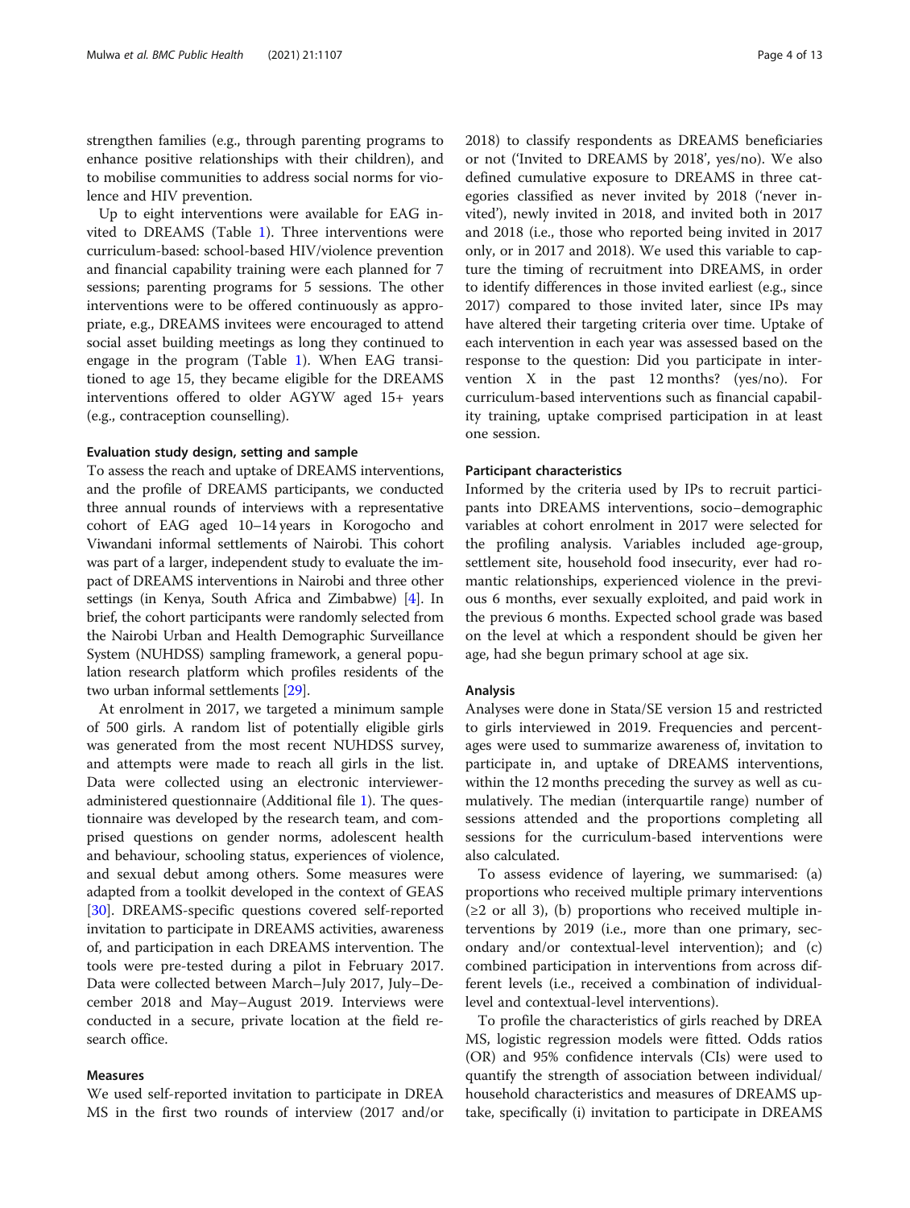strengthen families (e.g., through parenting programs to enhance positive relationships with their children), and to mobilise communities to address social norms for violence and HIV prevention.

Up to eight interventions were available for EAG invited to DREAMS (Table 1). Three interventions were curriculum-based: school-based HIV/violence prevention and financial capability training were each planned for 7 sessions; parenting programs for 5 sessions. The other interventions were to be offered continuously as appropriate, e.g., DREAMS invitees were encouraged to attend social asset building meetings as long they continued to engage in the program (Table 1). When EAG transitioned to age 15, they became eligible for the DREAMS interventions offered to older AGYW aged 15+ years (e.g., contraception counselling).

#### Evaluation study design, setting and sample

To assess the reach and uptake of DREAMS interventions, and the profile of DREAMS participants, we conducted three annual rounds of interviews with a representative cohort of EAG aged 10–14 years in Korogocho and Viwandani informal settlements of Nairobi. This cohort was part of a larger, independent study to evaluate the impact of DREAMS interventions in Nairobi and three other settings (in Kenya, South Africa and Zimbabwe) [4]. In brief, the cohort participants were randomly selected from the Nairobi Urban and Health Demographic Surveillance System (NUHDSS) sampling framework, a general population research platform which profiles residents of the two urban informal settlements [29].

At enrolment in 2017, we targeted a minimum sample of 500 girls. A random list of potentially eligible girls was generated from the most recent NUHDSS survey, and attempts were made to reach all girls in the list. Data were collected using an electronic interviewer-administered questionnaire (Additional file 1). The questionnaire was developed by the research team, and comprised questions on gender norms, adolescent health and behaviour, schooling status, experiences of violence, and sexual debut among others. Some measures were adapted from a toolkit developed in the context of GEAS [30]. DREAMS-specific questions covered self-reported invitation to participate in DREAMS activities, awareness of, and participation in each DREAMS intervention. The tools were pre-tested during a pilot in February 2017. Data were collected between March–July 2017, July–December 2018 and May–August 2019. Interviews were conducted in a secure, private location at the field research office.

#### Measures

We used self-reported invitation to participate in DREAMS in the first two rounds of interview (2017 and/or 2018) to classify respondents as DREAMS beneficiaries or not ('Invited to DREAMS by 2018', yes/no). We also defined cumulative exposure to DREAMS in three categories classified as never invited by 2018 ('never invited'), newly invited in 2018, and invited both in 2017 and 2018 (i.e., those who reported being invited in 2017 only, or in 2017 and 2018). We used this variable to capture the timing of recruitment into DREAMS, in order to identify differences in those invited earliest (e.g., since 2017) compared to those invited later, since IPs may have altered their targeting criteria over time. Uptake of each intervention in each year was assessed based on the response to the question: Did you participate in intervention X in the past 12 months? (yes/no). For curriculum-based interventions such as financial capability training, uptake comprised participation in at least one session.

#### Participant characteristics

Informed by the criteria used by IPs to recruit participants into DREAMS interventions, socio–demographic variables at cohort enrolment in 2017 were selected for the profiling analysis. Variables included age-group, settlement site, household food insecurity, ever had romantic relationships, experienced violence in the previous 6 months, ever sexually exploited, and paid work in the previous 6 months. Expected school grade was based on the level at which a respondent should be given her age, had she begun primary school at age six.

#### Analysis

Analyses were done in Stata/SE version 15 and restricted to girls interviewed in 2019. Frequencies and percentages were used to summarize awareness of, invitation to participate in, and uptake of DREAMS interventions, within the 12 months preceding the survey as well as cumulatively. The median (interquartile range) number of sessions attended and the proportions completing all sessions for the curriculum-based interventions were also calculated.

To assess evidence of layering, we summarised: (a) proportions who received multiple primary interventions (≥2 or all 3), (b) proportions who received multiple interventions by 2019 (i.e., more than one primary, secondary and/or contextual-level intervention); and (c) combined participation in interventions from across different levels (i.e., received a combination of individual-level and contextual-level interventions).

To profile the characteristics of girls reached by DREAMS, logistic regression models were fitted. Odds ratios (OR) and 95% confidence intervals (CIs) were used to quantify the strength of association between individual/household characteristics and measures of DREAMS uptake, specifically (i) invitation to participate in DREAMS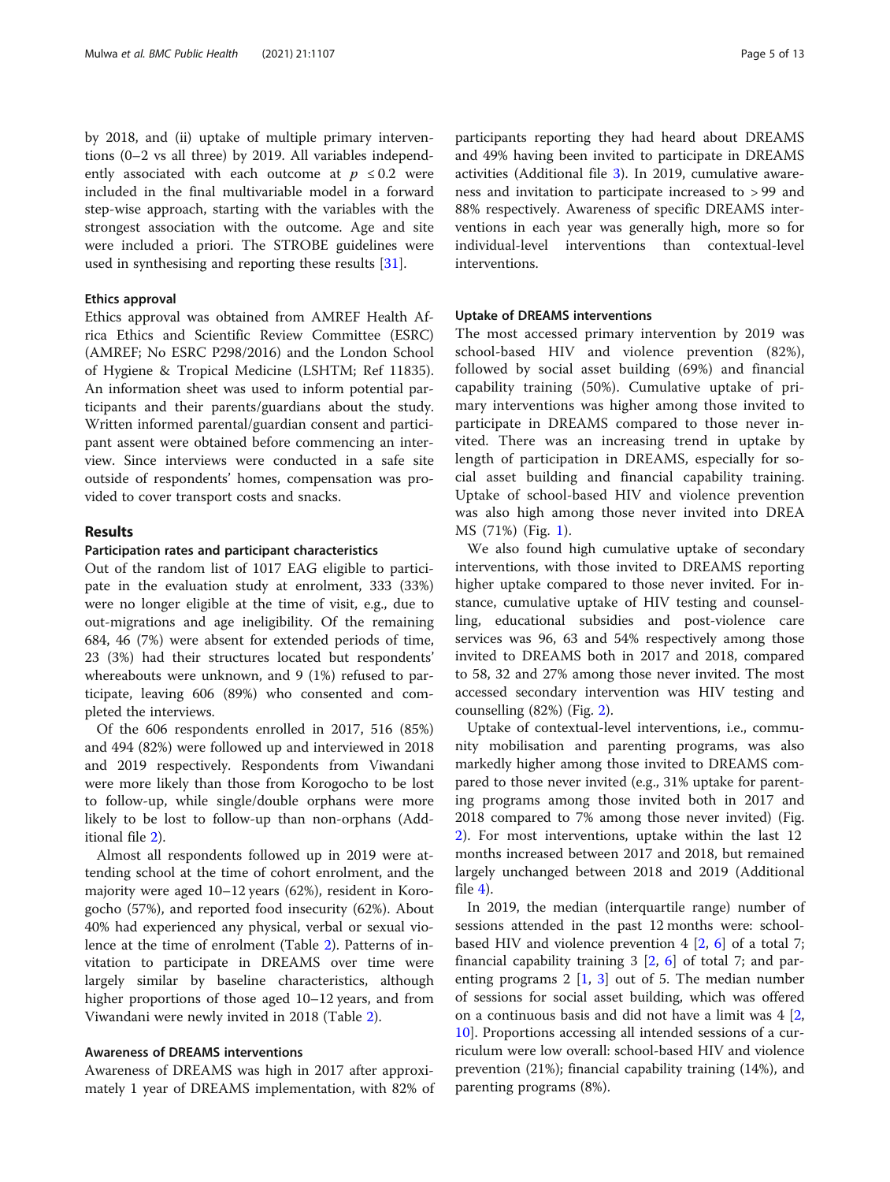by 2018, and (ii) uptake of multiple primary interventions (0–2 vs all three) by 2019. All variables independently associated with each outcome at $p \leq 0.2$ were included in the final multivariable model in a forward step-wise approach, starting with the variables with the strongest association with the outcome. Age and site were included a priori. The STROBE guidelines were used in synthesising and reporting these results [31].

### Ethics approval

Ethics approval was obtained from AMREF Health Africa Ethics and Scientific Review Committee (ESRC) (AMREF; No ESRC P298/2016) and the London School of Hygiene & Tropical Medicine (LSHTM; Ref 11835). An information sheet was used to inform potential participants and their parents/guardians about the study. Written informed parental/guardian consent and participant assent were obtained before commencing an interview. Since interviews were conducted in a safe site outside of respondents' homes, compensation was provided to cover transport costs and snacks.

## Results

### Participation rates and participant characteristics

Out of the random list of 1017 EAG eligible to participate in the evaluation study at enrolment, 333 (33%) were no longer eligible at the time of visit, e.g., due to out-migrations and age ineligibility. Of the remaining 684, 46 (7%) were absent for extended periods of time, 23 (3%) had their structures located but respondents' whereabouts were unknown, and 9 (1%) refused to participate, leaving 606 (89%) who consented and completed the interviews.

Of the 606 respondents enrolled in 2017, 516 (85%) and 494 (82%) were followed up and interviewed in 2018 and 2019 respectively. Respondents from Viwandani were more likely than those from Korogocho to be lost to follow-up, while single/double orphans were more likely to be lost to follow-up than non-orphans (Additional file 2).

Almost all respondents followed up in 2019 were attending school at the time of cohort enrolment, and the majority were aged 10–12 years (62%), resident in Korogocho (57%), and reported food insecurity (62%). About 40% had experienced any physical, verbal or sexual violence at the time of enrolment (Table 2). Patterns of invitation to participate in DREAMS over time were largely similar by baseline characteristics, although higher proportions of those aged 10–12 years, and from Viwandani were newly invited in 2018 (Table 2).

### Awareness of DREAMS interventions

Awareness of DREAMS was high in 2017 after approximately 1 year of DREAMS implementation, with 82% of participants reporting they had heard about DREAMS and 49% having been invited to participate in DREAMS activities (Additional file 3). In 2019, cumulative awareness and invitation to participate increased to > 99 and 88% respectively. Awareness of specific DREAMS interventions in each year was generally high, more so for individual-level interventions than contextual-level interventions.

### Uptake of DREAMS interventions

The most accessed primary intervention by 2019 was school-based HIV and violence prevention (82%), followed by social asset building (69%) and financial capability training (50%). Cumulative uptake of primary interventions was higher among those invited to participate in DREAMS compared to those never invited. There was an increasing trend in uptake by length of participation in DREAMS, especially for social asset building and financial capability training. Uptake of school-based HIV and violence prevention was also high among those never invited into DREAMS (71%) (Fig. 1).

We also found high cumulative uptake of secondary interventions, with those invited to DREAMS reporting higher uptake compared to those never invited. For instance, cumulative uptake of HIV testing and counselling, educational subsidies and post-violence care services was 96, 63 and 54% respectively among those invited to DREAMS both in 2017 and 2018, compared to 58, 32 and 27% among those never invited. The most accessed secondary intervention was HIV testing and counselling (82%) (Fig. 2).

Uptake of contextual-level interventions, i.e., community mobilisation and parenting programs, was also markedly higher among those invited to DREAMS compared to those never invited (e.g., 31% uptake for parenting programs among those invited both in 2017 and 2018 compared to 7% among those never invited) (Fig. 2). For most interventions, uptake within the last 12 months increased between 2017 and 2018, but remained largely unchanged between 2018 and 2019 (Additional file 4).

In 2019, the median (interquartile range) number of sessions attended in the past 12 months were: school-based HIV and violence prevention 4 [2, 6] of a total 7; financial capability training 3 [2, 6] of total 7; and parenting programs 2 [1, 3] out of 5. The median number of sessions for social asset building, which was offered on a continuous basis and did not have a limit was 4 [2, 10]. Proportions accessing all intended sessions of a curriculum were low overall: school-based HIV and violence prevention (21%); financial capability training (14%), and parenting programs (8%).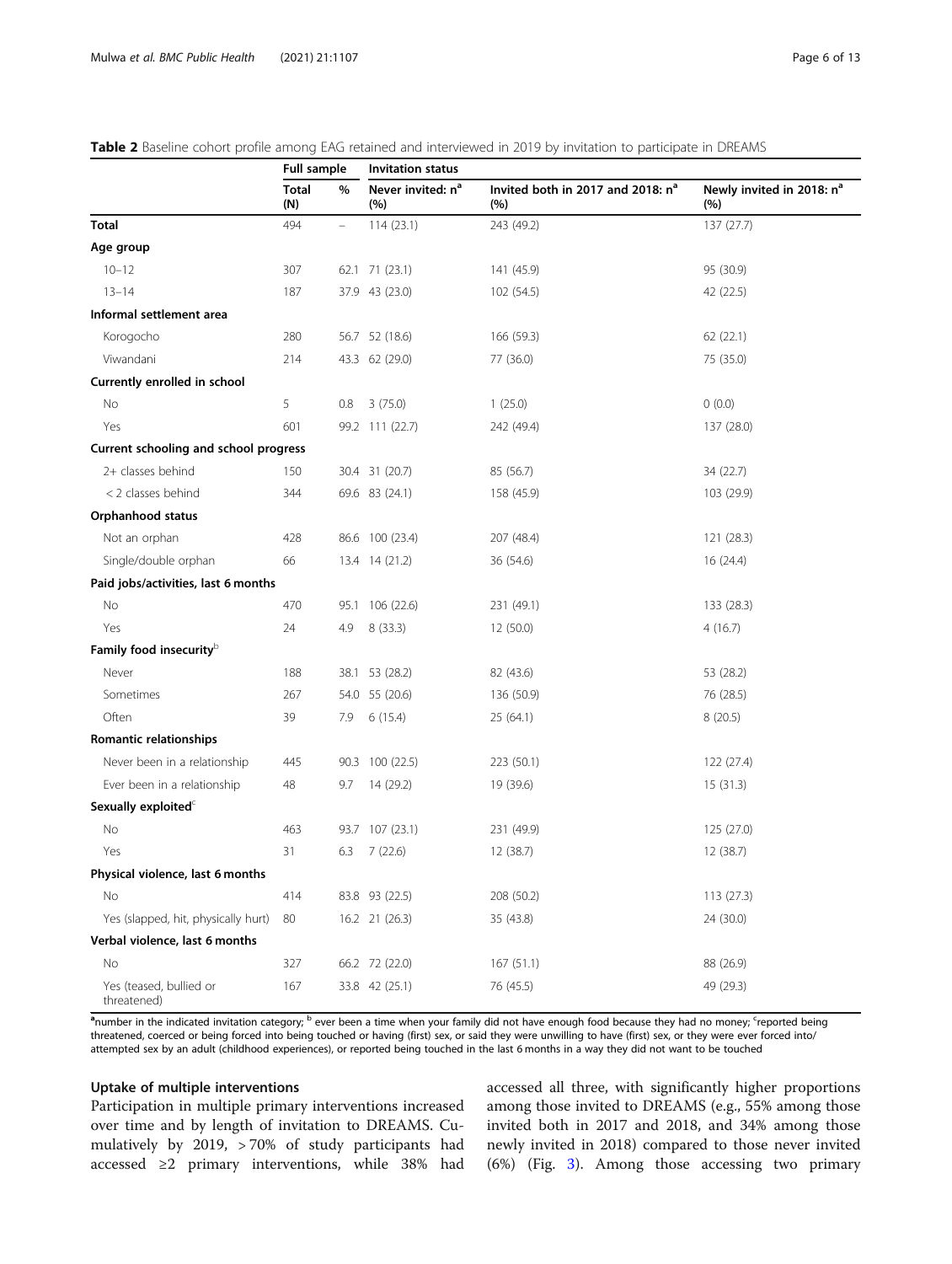**Table 2** Baseline cohort profile among EAG retained and interviewed in 2019 by invitation to participate in DREAMS

| | Full sample | | Invitation status | | |
|---|---|---|---|---|---|
| | Total (N) | % | Never invited: n[a] (%) | Invited both in 2017 and 2018: n[a] (%) | Newly invited in 2018: n[a] (%) |
| **Total** | 494 | – | 114 (23.1) | 243 (49.2) | 137 (27.7) |
| **Age group** | | | | | |
| 10–12 | 307 | 62.1 | 71 (23.1) | 141 (45.9) | 95 (30.9) |
| 13–14 | 187 | 37.9 | 43 (23.0) | 102 (54.5) | 42 (22.5) |
| **Informal settlement area** | | | | | |
| Korogocho | 280 | 56.7 | 52 (18.6) | 166 (59.3) | 62 (22.1) |
| Viwandani | 214 | 43.3 | 62 (29.0) | 77 (36.0) | 75 (35.0) |
| **Currently enrolled in school** | | | | | |
| No | 5 | 0.8 | 3 (75.0) | 1 (25.0) | 0 (0.0) |
| Yes | 601 | 99.2 | 111 (22.7) | 242 (49.4) | 137 (28.0) |
| **Current schooling and school progress** | | | | | |
| 2+ classes behind | 150 | 30.4 | 31 (20.7) | 85 (56.7) | 34 (22.7) |
| < 2 classes behind | 344 | 69.6 | 83 (24.1) | 158 (45.9) | 103 (29.9) |
| **Orphanhood status** | | | | | |
| Not an orphan | 428 | 86.6 | 100 (23.4) | 207 (48.4) | 121 (28.3) |
| Single/double orphan | 66 | 13.4 | 14 (21.2) | 36 (54.6) | 16 (24.4) |
| **Paid jobs/activities, last 6 months** | | | | | |
| No | 470 | 95.1 | 106 (22.6) | 231 (49.1) | 133 (28.3) |
| Yes | 24 | 4.9 | 8 (33.3) | 12 (50.0) | 4 (16.7) |
| **Family food insecurity**[b] | | | | | |
| Never | 188 | 38.1 | 53 (28.2) | 82 (43.6) | 53 (28.2) |
| Sometimes | 267 | 54.0 | 55 (20.6) | 136 (50.9) | 76 (28.5) |
| Often | 39 | 7.9 | 6 (15.4) | 25 (64.1) | 8 (20.5) |
| **Romantic relationships** | | | | | |
| Never been in a relationship | 445 | 90.3 | 100 (22.5) | 223 (50.1) | 122 (27.4) |
| Ever been in a relationship | 48 | 9.7 | 14 (29.2) | 19 (39.6) | 15 (31.3) |
| **Sexually exploited**[c] | | | | | |
| No | 463 | 93.7 | 107 (23.1) | 231 (49.9) | 125 (27.0) |
| Yes | 31 | 6.3 | 7 (22.6) | 12 (38.7) | 12 (38.7) |
| **Physical violence, last 6 months** | | | | | |
| No | 414 | 83.8 | 93 (22.5) | 208 (50.2) | 113 (27.3) |
| Yes (slapped, hit, physically hurt) | 80 | 16.2 | 21 (26.3) | 35 (43.8) | 24 (30.0) |
| **Verbal violence, last 6 months** | | | | | |
| No | 327 | 66.2 | 72 (22.0) | 167 (51.1) | 88 (26.9) |
| Yes (teased, bullied or threatened) | 167 | 33.8 | 42 (25.1) | 76 (45.5) | 49 (29.3) |

[a]number in the indicated invitation category; [b] ever been a time when your family did not have enough food because they had no money; [c]reported being threatened, coerced or being forced into being touched or having (first) sex, or said they were unwilling to have (first) sex, or they were ever forced into/attempted sex by an adult (childhood experiences), or reported being touched in the last 6 months in a way they did not want to be touched

### Uptake of multiple interventions

Participation in multiple primary interventions increased over time and by length of invitation to DREAMS. Cumulatively by 2019, > 70% of study participants had accessed ≥2 primary interventions, while 38% had accessed all three, with significantly higher proportions among those invited to DREAMS (e.g., 55% among those invited both in 2017 and 2018, and 34% among those newly invited in 2018) compared to those never invited (6%) (Fig. 3). Among those accessing two primary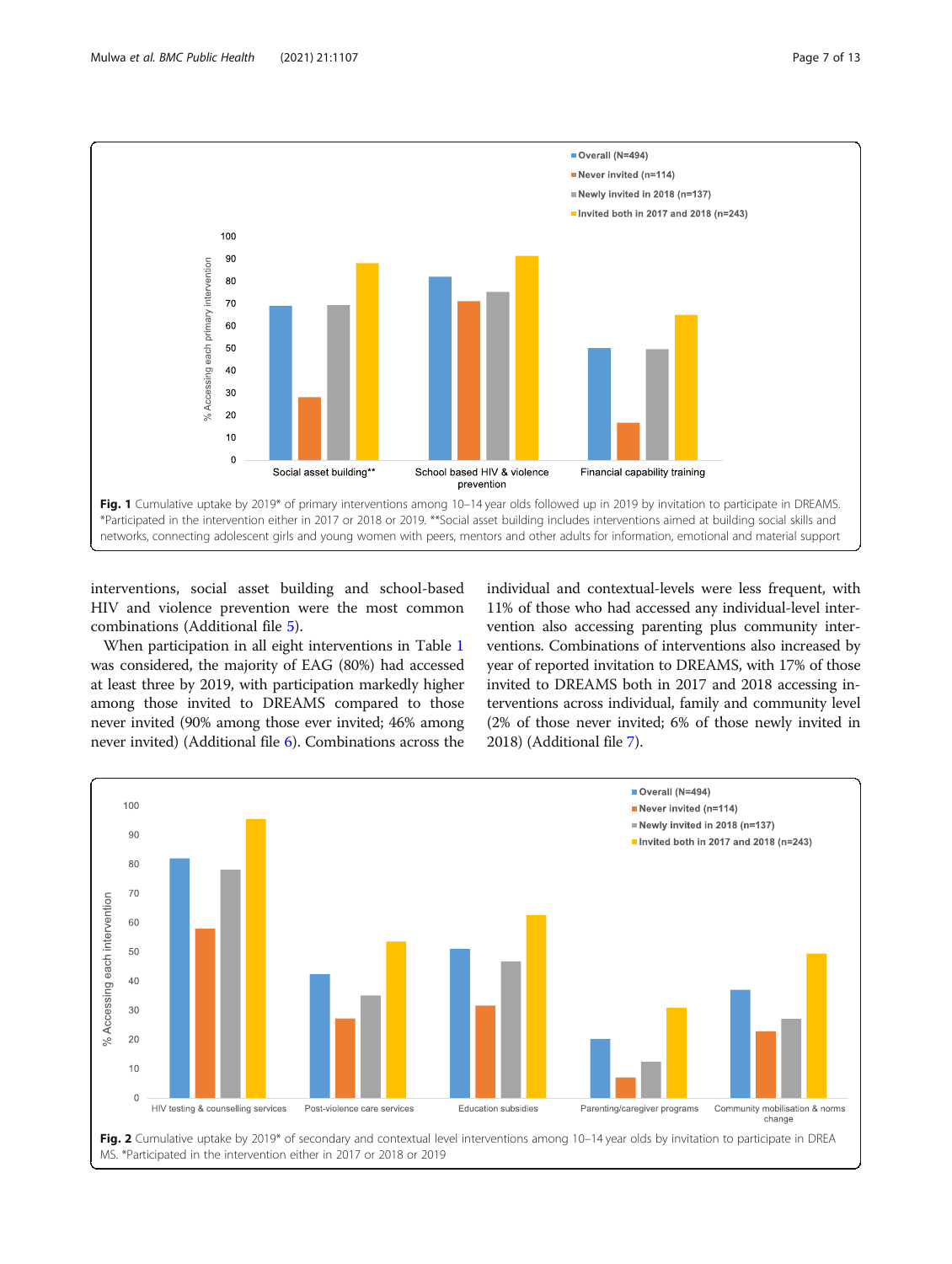Fig. 1 Cumulative uptake by 2019* of primary interventions among 10–14 year olds followed up in 2019 by invitation to participate in DREAMS. *Participated in the intervention either in 2017 or 2018 or 2019. **Social asset building includes interventions aimed at building social skills and networks, connecting adolescent girls and young women with peers, mentors and other adults for information, emotional and material support

interventions, social asset building and school-based HIV and violence prevention were the most common combinations (Additional file 5).

When participation in all eight interventions in Table 1 was considered, the majority of EAG (80%) had accessed at least three by 2019, with participation markedly higher among those invited to DREAMS compared to those never invited (90% among those ever invited; 46% among never invited) (Additional file 6). Combinations across the individual and contextual-levels were less frequent, with 11% of those who had accessed any individual-level intervention also accessing parenting plus community interventions. Combinations of interventions also increased by year of reported invitation to DREAMS, with 17% of those invited to DREAMS both in 2017 and 2018 accessing interventions across individual, family and community level (2% of those never invited; 6% of those newly invited in 2018) (Additional file 7).

Fig. 2 Cumulative uptake by 2019* of secondary and contextual level interventions among 10–14 year olds by invitation to participate in DREAMS. *Participated in the intervention either in 2017 or 2018 or 2019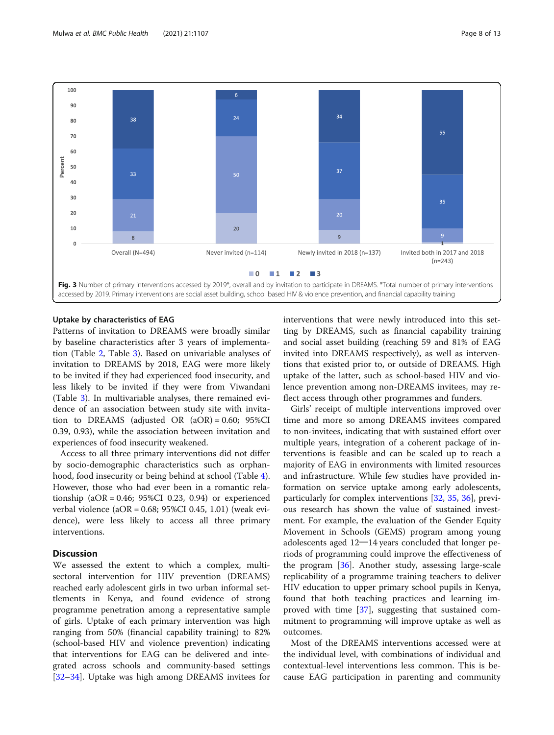**Fig. 3** Number of primary interventions accessed by 2019*, overall and by invitation to participate in DREAMS. *Total number of primary interventions accessed by 2019. Primary interventions are social asset building, school based HIV & violence prevention, and financial capability training

### Uptake by characteristics of EAG

Patterns of invitation to DREAMS were broadly similar by baseline characteristics after 3 years of implementation (Table 2, Table 3). Based on univariable analyses of invitation to DREAMS by 2018, EAG were more likely to be invited if they had experienced food insecurity, and less likely to be invited if they were from Viwandani (Table 3). In multivariable analyses, there remained evidence of an association between study site with invitation to DREAMS (adjusted OR (aOR) = 0.60; 95%CI 0.39, 0.93), while the association between invitation and experiences of food insecurity weakened.

Access to all three primary interventions did not differ by socio-demographic characteristics such as orphanhood, food insecurity or being behind at school (Table 4). However, those who had ever been in a romantic relationship (aOR = 0.46; 95%CI 0.23, 0.94) or experienced verbal violence (aOR = 0.68; 95%CI 0.45, 1.01) (weak evidence), were less likely to access all three primary interventions.

## Discussion

We assessed the extent to which a complex, multi-sectoral intervention for HIV prevention (DREAMS) reached early adolescent girls in two urban informal settlements in Kenya, and found evidence of strong programme penetration among a representative sample of girls. Uptake of each primary intervention was high ranging from 50% (financial capability training) to 82% (school-based HIV and violence prevention) indicating that interventions for EAG can be delivered and integrated across schools and community-based settings [32–34]. Uptake was high among DREAMS invitees for interventions that were newly introduced into this setting by DREAMS, such as financial capability training and social asset building (reaching 59 and 81% of EAG invited into DREAMS respectively), as well as interventions that existed prior to, or outside of DREAMS. High uptake of the latter, such as school-based HIV and violence prevention among non-DREAMS invitees, may reflect access through other programmes and funders.

Girls' receipt of multiple interventions improved over time and more so among DREAMS invitees compared to non-invitees, indicating that with sustained effort over multiple years, integration of a coherent package of interventions is feasible and can be scaled up to reach a majority of EAG in environments with limited resources and infrastructure. While few studies have provided information on service uptake among early adolescents, particularly for complex interventions [32, 35, 36], previous research has shown the value of sustained investment. For example, the evaluation of the Gender Equity Movement in Schools (GEMS) program among young adolescents aged 12—14 years concluded that longer periods of programming could improve the effectiveness of the program [36]. Another study, assessing large-scale replicability of a programme training teachers to deliver HIV education to upper primary school pupils in Kenya, found that both teaching practices and learning improved with time [37], suggesting that sustained commitment to programming will improve uptake as well as outcomes.

Most of the DREAMS interventions accessed were at the individual level, with combinations of individual and contextual-level interventions less common. This is because EAG participation in parenting and community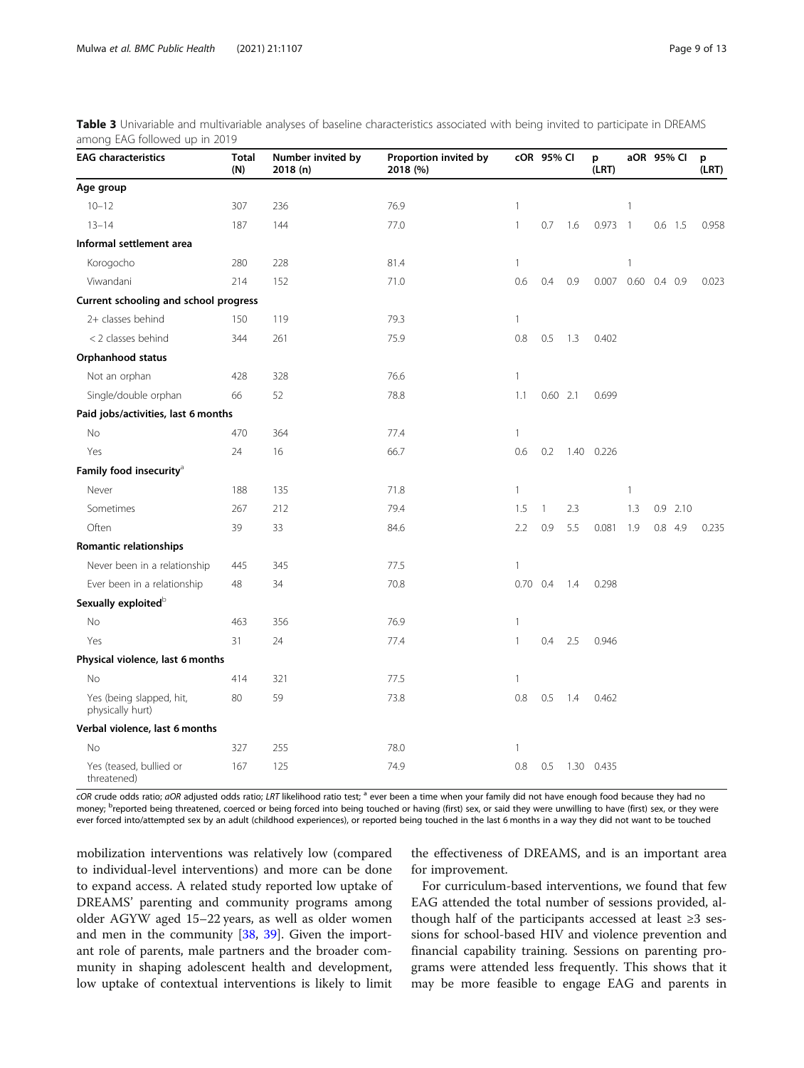**Table 3** Univariable and multivariable analyses of baseline characteristics associated with being invited to participate in DREAMS among EAG followed up in 2019

| EAG characteristics | Total (N) | Number invited by 2018 (n) | Proportion invited by 2018 (%) | cOR | 95% CI | | p (LRT) | aOR | 95% CI | | p (LRT) |
|---|---|---|---|---|---|---|---|---|---|---|---|
| **Age group** | | | | | | | | | | | |
| 10–12 | 307 | 236 | 76.9 | 1 | | | | 1 | | | |
| 13–14 | 187 | 144 | 77.0 | 1 | 0.7 | 1.6 | 0.973 | 1 | 0.6 | 1.5 | 0.958 |
| **Informal settlement area** | | | | | | | | | | | |
| Korogocho | 280 | 228 | 81.4 | 1 | | | | 1 | | | |
| Viwandani | 214 | 152 | 71.0 | 0.6 | 0.4 | 0.9 | 0.007 | 0.60 | 0.4 | 0.9 | 0.023 |
| **Current schooling and school progress** | | | | | | | | | | | |
| 2+ classes behind | 150 | 119 | 79.3 | 1 | | | | | | | |
| < 2 classes behind | 344 | 261 | 75.9 | 0.8 | 0.5 | 1.3 | 0.402 | | | | |
| **Orphanhood status** | | | | | | | | | | | |
| Not an orphan | 428 | 328 | 76.6 | 1 | | | | | | | |
| Single/double orphan | 66 | 52 | 78.8 | 1.1 | 0.60 | 2.1 | 0.699 | | | | |
| **Paid jobs/activities, last 6 months** | | | | | | | | | | | |
| No | 470 | 364 | 77.4 | 1 | | | | | | | |
| Yes | 24 | 16 | 66.7 | 0.6 | 0.2 | 1.40 | 0.226 | | | | |
| **Family food insecurity**[a] | | | | | | | | | | | |
| Never | 188 | 135 | 71.8 | 1 | | | | 1 | | | |
| Sometimes | 267 | 212 | 79.4 | 1.5 | 1 | 2.3 | | 1.3 | 0.9 | 2.10 | |
| Often | 39 | 33 | 84.6 | 2.2 | 0.9 | 5.5 | 0.081 | 1.9 | 0.8 | 4.9 | 0.235 |
| **Romantic relationships** | | | | | | | | | | | |
| Never been in a relationship | 445 | 345 | 77.5 | 1 | | | | | | | |
| Ever been in a relationship | 48 | 34 | 70.8 | 0.70 | 0.4 | 1.4 | 0.298 | | | | |
| **Sexually exploited**[b] | | | | | | | | | | | |
| No | 463 | 356 | 76.9 | 1 | | | | | | | |
| Yes | 31 | 24 | 77.4 | 1 | 0.4 | 2.5 | 0.946 | | | | |
| **Physical violence, last 6 months** | | | | | | | | | | | |
| No | 414 | 321 | 77.5 | 1 | | | | | | | |
| Yes (being slapped, hit, physically hurt) | 80 | 59 | 73.8 | 0.8 | 0.5 | 1.4 | 0.462 | | | | |
| **Verbal violence, last 6 months** | | | | | | | | | | | |
| No | 327 | 255 | 78.0 | 1 | | | | | | | |
| Yes (teased, bullied or threatened) | 167 | 125 | 74.9 | 0.8 | 0.5 | 1.30 | 0.435 | | | | |

*cOR* crude odds ratio; *aOR* adjusted odds ratio; *LRT* likelihood ratio test; [a] ever been a time when your family did not have enough food because they had no money; [b]reported being threatened, coerced or being forced into being touched or having (first) sex, or said they were unwilling to have (first) sex, or they were ever forced into/attempted sex by an adult (childhood experiences), or reported being touched in the last 6 months in a way they did not want to be touched

mobilization interventions was relatively low (compared to individual-level interventions) and more can be done to expand access. A related study reported low uptake of DREAMS' parenting and community programs among older AGYW aged 15–22 years, as well as older women and men in the community [38, 39]. Given the important role of parents, male partners and the broader community in shaping adolescent health and development, low uptake of contextual interventions is likely to limit the effectiveness of DREAMS, and is an important area for improvement.

For curriculum-based interventions, we found that few EAG attended the total number of sessions provided, although half of the participants accessed at least ≥3 sessions for school-based HIV and violence prevention and financial capability training. Sessions on parenting programs were attended less frequently. This shows that it may be more feasible to engage EAG and parents in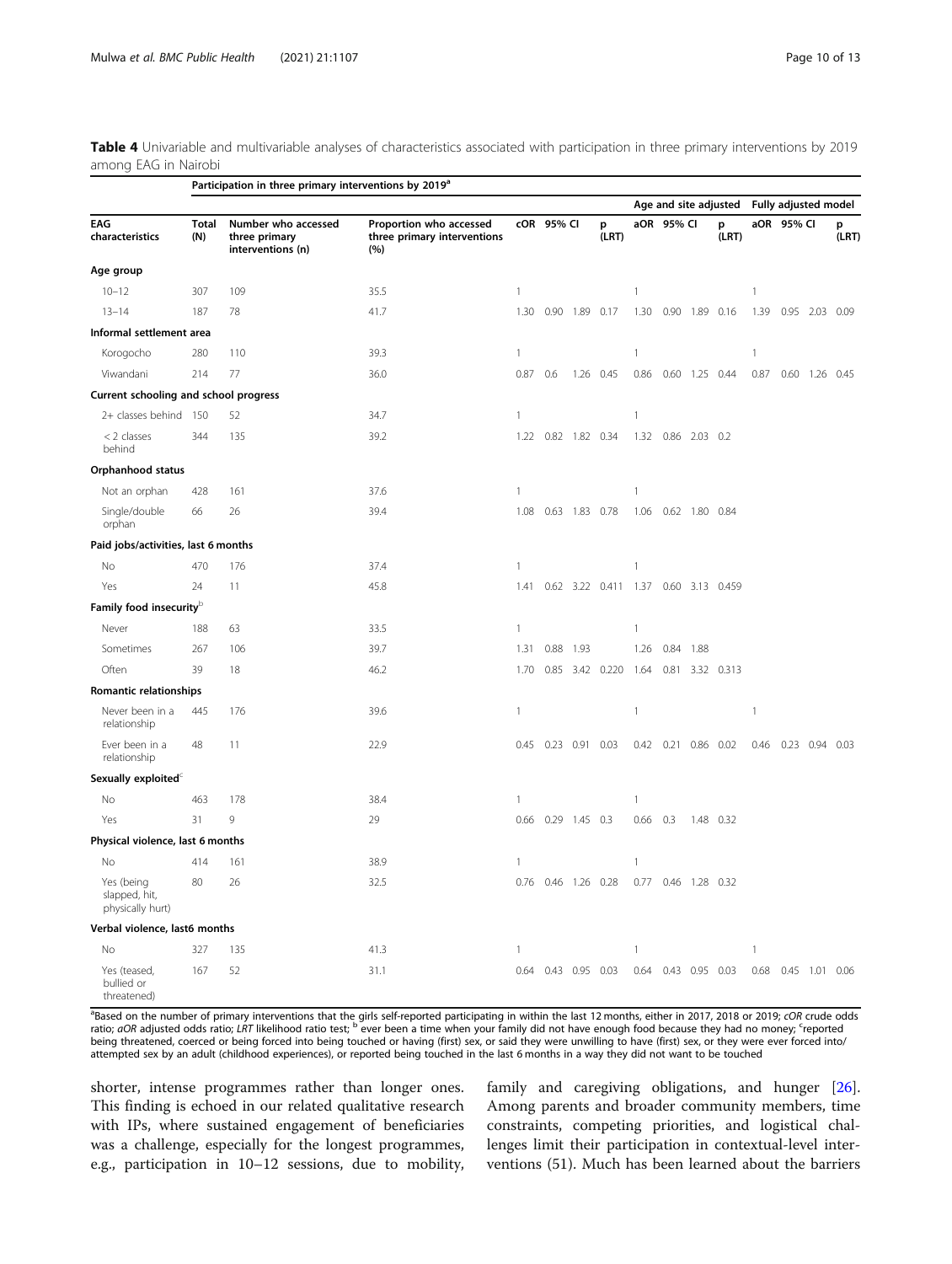**Table 4** Univariable and multivariable analyses of characteristics associated with participation in three primary interventions by 2019 among EAG in Nairobi

| | Participation in three primary interventions by 2019[a] | | | | | | | | | | | | | | | | |
|---|---|---|---|---|---|---|---|---|---|---|---|---|---|---|---|---|---|
| | | | | | | | | Age and site adjusted | | | | Fully adjusted model | | | | | |
| EAG characteristics | Total (N) | Number who accessed three primary interventions (n) | Proportion who accessed three primary interventions (%) | cOR | 95% CI | | p (LRT) | aOR | 95% CI | | p (LRT) | aOR | 95% CI | | p (LRT) | | |
| **Age group** | | | | | | | | | | | | | | | | | |
| 10–12 | 307 | 109 | 35.5 | 1 | | | | 1 | | | | 1 | | | | | |
| 13–14 | 187 | 78 | 41.7 | 1.30 | 0.90 | 1.89 | 0.17 | 1.30 | 0.90 | 1.89 | 0.16 | 1.39 | 0.95 | 2.03 | 0.09 | | |
| **Informal settlement area** | | | | | | | | | | | | | | | | | |
| Korogocho | 280 | 110 | 39.3 | 1 | | | | 1 | | | | 1 | | | | | |
| Viwandani | 214 | 77 | 36.0 | 0.87 | 0.6 | 1.26 | 0.45 | 0.86 | 0.60 | 1.25 | 0.44 | 0.87 | 0.60 | 1.26 | 0.45 | | |
| **Current schooling and school progress** | | | | | | | | | | | | | | | | | |
| 2+ classes behind | 150 | 52 | 34.7 | 1 | | | | 1 | | | | | | | | | |
| < 2 classes behind | 344 | 135 | 39.2 | 1.22 | 0.82 | 1.82 | 0.34 | 1.32 | 0.86 | 2.03 | 0.2 | | | | | | |
| **Orphanhood status** | | | | | | | | | | | | | | | | | |
| Not an orphan | 428 | 161 | 37.6 | 1 | | | | 1 | | | | | | | | | |
| Single/double orphan | 66 | 26 | 39.4 | 1.08 | 0.63 | 1.83 | 0.78 | 1.06 | 0.62 | 1.80 | 0.84 | | | | | | |
| **Paid jobs/activities, last 6 months** | | | | | | | | | | | | | | | | | |
| No | 470 | 176 | 37.4 | 1 | | | | 1 | | | | | | | | | |
| Yes | 24 | 11 | 45.8 | 1.41 | 0.62 | 3.22 | 0.411 | 1.37 | 0.60 | 3.13 | 0.459 | | | | | | |
| **Family food insecurity[b]** | | | | | | | | | | | | | | | | | |
| Never | 188 | 63 | 33.5 | 1 | | | | 1 | | | | | | | | | |
| Sometimes | 267 | 106 | 39.7 | 1.31 | 0.88 | 1.93 | | 1.26 | 0.84 | 1.88 | | | | | | | |
| Often | 39 | 18 | 46.2 | 1.70 | 0.85 | 3.42 | 0.220 | 1.64 | 0.81 | 3.32 | 0.313 | | | | | | |
| **Romantic relationships** | | | | | | | | | | | | | | | | | |
| Never been in a relationship | 445 | 176 | 39.6 | 1 | | | | 1 | | | | 1 | | | | | |
| Ever been in a relationship | 48 | 11 | 22.9 | 0.45 | 0.23 | 0.91 | 0.03 | 0.42 | 0.21 | 0.86 | 0.02 | 0.46 | 0.23 | 0.94 | 0.03 | | |
| **Sexually exploited[c]** | | | | | | | | | | | | | | | | | |
| No | 463 | 178 | 38.4 | 1 | | | | 1 | | | | | | | | | |
| Yes | 31 | 9 | 29 | 0.66 | 0.29 | 1.45 | 0.3 | 0.66 | 0.3 | 1.48 | 0.32 | | | | | | |
| **Physical violence, last 6 months** | | | | | | | | | | | | | | | | | |
| No | 414 | 161 | 38.9 | 1 | | | | 1 | | | | | | | | | |
| Yes (being slapped, hit, physically hurt) | 80 | 26 | 32.5 | 0.76 | 0.46 | 1.26 | 0.28 | 0.77 | 0.46 | 1.28 | 0.32 | | | | | | |
| **Verbal violence, last6 months** | | | | | | | | | | | | | | | | | |
| No | 327 | 135 | 41.3 | 1 | | | | 1 | | | | 1 | | | | | |
| Yes (teased, bullied or threatened) | 167 | 52 | 31.1 | 0.64 | 0.43 | 0.95 | 0.03 | 0.64 | 0.43 | 0.95 | 0.03 | 0.68 | 0.45 | 1.01 | 0.06 | | |

[a]Based on the number of primary interventions that the girls self-reported participating in within the last 12 months, either in 2017, 2018 or 2019; *cOR* crude odds ratio; *aOR* adjusted odds ratio; *LRT* likelihood ratio test; [b] ever been a time when your family did not have enough food because they had no money; [c]reported being threatened, coerced or being forced into being touched or having (first) sex, or said they were unwilling to have (first) sex, or they were ever forced into/attempted sex by an adult (childhood experiences), or reported being touched in the last 6 months in a way they did not want to be touched

shorter, intense programmes rather than longer ones. This finding is echoed in our related qualitative research with IPs, where sustained engagement of beneficiaries was a challenge, especially for the longest programmes, e.g., participation in 10–12 sessions, due to mobility, family and caregiving obligations, and hunger [26]. Among parents and broader community members, time constraints, competing priorities, and logistical challenges limit their participation in contextual-level interventions (51). Much has been learned about the barriers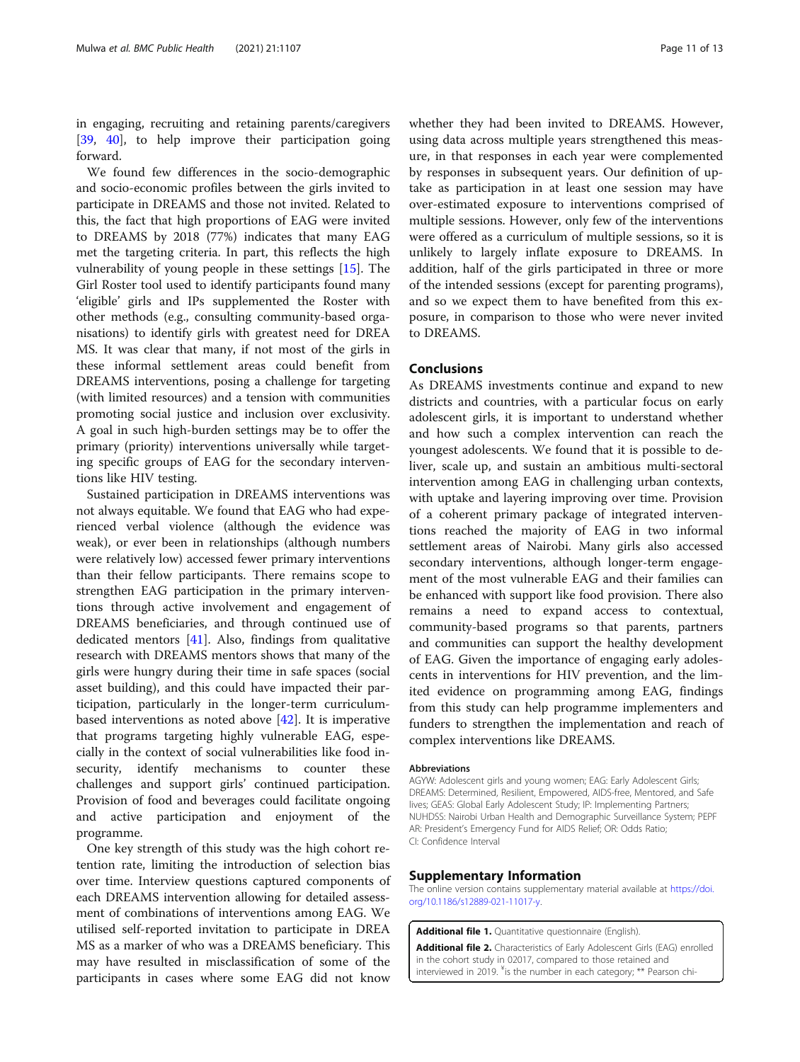in engaging, recruiting and retaining parents/caregivers [39, 40], to help improve their participation going forward.

We found few differences in the socio-demographic and socio-economic profiles between the girls invited to participate in DREAMS and those not invited. Related to this, the fact that high proportions of EAG were invited to DREAMS by 2018 (77%) indicates that many EAG met the targeting criteria. In part, this reflects the high vulnerability of young people in these settings [15]. The Girl Roster tool used to identify participants found many 'eligible' girls and IPs supplemented the Roster with other methods (e.g., consulting community-based organisations) to identify girls with greatest need for DREAMS. It was clear that many, if not most of the girls in these informal settlement areas could benefit from DREAMS interventions, posing a challenge for targeting (with limited resources) and a tension with communities promoting social justice and inclusion over exclusivity. A goal in such high-burden settings may be to offer the primary (priority) interventions universally while targeting specific groups of EAG for the secondary interventions like HIV testing.

Sustained participation in DREAMS interventions was not always equitable. We found that EAG who had experienced verbal violence (although the evidence was weak), or ever been in relationships (although numbers were relatively low) accessed fewer primary interventions than their fellow participants. There remains scope to strengthen EAG participation in the primary interventions through active involvement and engagement of DREAMS beneficiaries, and through continued use of dedicated mentors [41]. Also, findings from qualitative research with DREAMS mentors shows that many of the girls were hungry during their time in safe spaces (social asset building), and this could have impacted their participation, particularly in the longer-term curriculum-based interventions as noted above [42]. It is imperative that programs targeting highly vulnerable EAG, especially in the context of social vulnerabilities like food insecurity, identify mechanisms to counter these challenges and support girls' continued participation. Provision of food and beverages could facilitate ongoing and active participation and enjoyment of the programme.

One key strength of this study was the high cohort retention rate, limiting the introduction of selection bias over time. Interview questions captured components of each DREAMS intervention allowing for detailed assessment of combinations of interventions among EAG. We utilised self-reported invitation to participate in DREAMS as a marker of who was a DREAMS beneficiary. This may have resulted in misclassification of some of the participants in cases where some EAG did not know whether they had been invited to DREAMS. However, using data across multiple years strengthened this measure, in that responses in each year were complemented by responses in subsequent years. Our definition of uptake as participation in at least one session may have over-estimated exposure to interventions comprised of multiple sessions. However, only few of the interventions were offered as a curriculum of multiple sessions, so it is unlikely to largely inflate exposure to DREAMS. In addition, half of the girls participated in three or more of the intended sessions (except for parenting programs), and so we expect them to have benefited from this exposure, in comparison to those who were never invited to DREAMS.

## Conclusions

As DREAMS investments continue and expand to new districts and countries, with a particular focus on early adolescent girls, it is important to understand whether and how such a complex intervention can reach the youngest adolescents. We found that it is possible to deliver, scale up, and sustain an ambitious multi-sectoral intervention among EAG in challenging urban contexts, with uptake and layering improving over time. Provision of a coherent primary package of integrated interventions reached the majority of EAG in two informal settlement areas of Nairobi. Many girls also accessed secondary interventions, although longer-term engagement of the most vulnerable EAG and their families can be enhanced with support like food provision. There also remains a need to expand access to contextual, community-based programs so that parents, partners and communities can support the healthy development of EAG. Given the importance of engaging early adolescents in interventions for HIV prevention, and the limited evidence on programming among EAG, findings from this study can help programme implementers and funders to strengthen the implementation and reach of complex interventions like DREAMS.

#### Abbreviations

AGYW: Adolescent girls and young women; EAG: Early Adolescent Girls; DREAMS: Determined, Resilient, Empowered, AIDS-free, Mentored, and Safe lives; GEAS: Global Early Adolescent Study; IP: Implementing Partners; NUHDSS: Nairobi Urban Health and Demographic Surveillance System; PEPFAR: President's Emergency Fund for AIDS Relief; OR: Odds Ratio; CI: Confidence Interval

## Supplementary Information

The online version contains supplementary material available at https://doi.org/10.1186/s12889-021-11017-y.

**Additional file 1.** Quantitative questionnaire (English).

**Additional file 2.** Characteristics of Early Adolescent Girls (EAG) enrolled in the cohort study in 02017, compared to those retained and interviewed in 2019. [¥]is the number in each category; ** Pearson chi-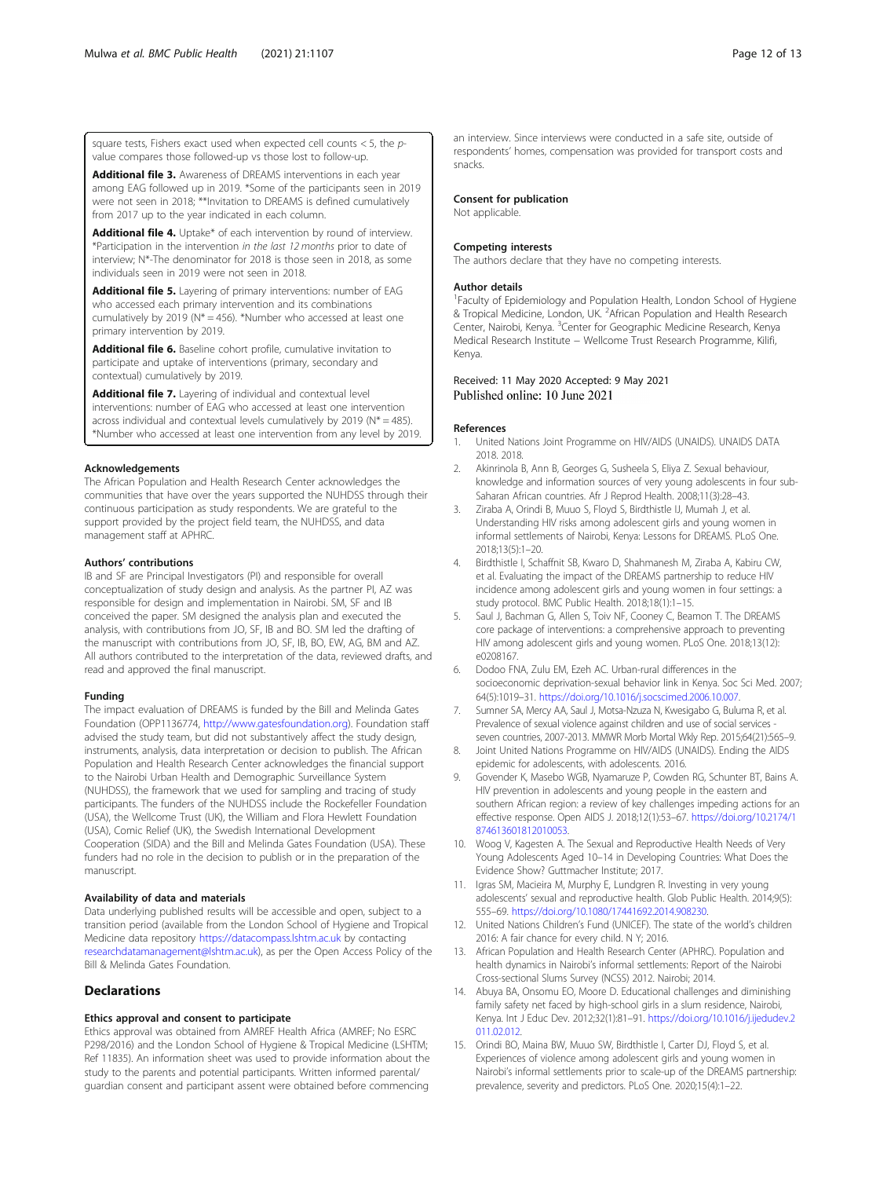square tests, Fishers exact used when expected cell counts < 5, the *p*-value compares those followed-up vs those lost to follow-up.

**Additional file 3.** Awareness of DREAMS interventions in each year among EAG followed up in 2019. *Some of the participants seen in 2019 were not seen in 2018; **Invitation to DREAMS is defined cumulatively from 2017 up to the year indicated in each column.

**Additional file 4.** Uptake* of each intervention by round of interview. *Participation in the intervention *in the last 12 months* prior to date of interview; N*-The denominator for 2018 is those seen in 2018, as some individuals seen in 2019 were not seen in 2018.

**Additional file 5.** Layering of primary interventions: number of EAG who accessed each primary intervention and its combinations cumulatively by 2019 (N* = 456). *Number who accessed at least one primary intervention by 2019.

**Additional file 6.** Baseline cohort profile, cumulative invitation to participate and uptake of interventions (primary, secondary and contextual) cumulatively by 2019.

**Additional file 7.** Layering of individual and contextual level interventions: number of EAG who accessed at least one intervention across individual and contextual levels cumulatively by 2019 (N* = 485). *Number who accessed at least one intervention from any level by 2019.

### Acknowledgements

The African Population and Health Research Center acknowledges the communities that have over the years supported the NUHDSS through their continuous participation as study respondents. We are grateful to the support provided by the project field team, the NUHDSS, and data management staff at APHRC.

### Authors' contributions

IB and SF are Principal Investigators (PI) and responsible for overall conceptualization of study design and analysis. As the partner PI, AZ was responsible for design and implementation in Nairobi. SM, SF and IB conceived the paper. SM designed the analysis plan and executed the analysis, with contributions from JO, SF, IB and BO. SM led the drafting of the manuscript with contributions from JO, SF, IB, BO, EW, AG, BM and AZ. All authors contributed to the interpretation of the data, reviewed drafts, and read and approved the final manuscript.

### Funding

The impact evaluation of DREAMS is funded by the Bill and Melinda Gates Foundation (OPP1136774, http://www.gatesfoundation.org). Foundation staff advised the study team, but did not substantively affect the study design, instruments, analysis, data interpretation or decision to publish. The African Population and Health Research Center acknowledges the financial support to the Nairobi Urban Health and Demographic Surveillance System (NUHDSS), the framework that we used for sampling and tracing of study participants. The funders of the NUHDSS include the Rockefeller Foundation (USA), the Wellcome Trust (UK), the William and Flora Hewlett Foundation (USA), Comic Relief (UK), the Swedish International Development Cooperation (SIDA) and the Bill and Melinda Gates Foundation (USA). These funders had no role in the decision to publish or in the preparation of the manuscript.

### Availability of data and materials

Data underlying published results will be accessible and open, subject to a transition period (available from the London School of Hygiene and Tropical Medicine data repository https://datacompass.lshtm.ac.uk by contacting researchdatamanagement@lshtm.ac.uk), as per the Open Access Policy of the Bill & Melinda Gates Foundation.

## Declarations

### Ethics approval and consent to participate

Ethics approval was obtained from AMREF Health Africa (AMREF; No ESRC P298/2016) and the London School of Hygiene & Tropical Medicine (LSHTM; Ref 11835). An information sheet was used to provide information about the study to the parents and potential participants. Written informed parental/guardian consent and participant assent were obtained before commencing an interview. Since interviews were conducted in a safe site, outside of respondents' homes, compensation was provided for transport costs and snacks.

### Consent for publication

Not applicable.

### Competing interests

The authors declare that they have no competing interests.

### Author details

[1]Faculty of Epidemiology and Population Health, London School of Hygiene & Tropical Medicine, London, UK. [2]African Population and Health Research Center, Nairobi, Kenya. [3]Center for Geographic Medicine Research, Kenya Medical Research Institute – Wellcome Trust Research Programme, Kilifi, Kenya.

Received: 11 May 2020 Accepted: 9 May 2021
Published online: 10 June 2021

### References

1. United Nations Joint Programme on HIV/AIDS (UNAIDS). UNAIDS DATA 2018. 2018.
2. Akinrinola B, Ann B, Georges G, Susheela S, Eliya Z. Sexual behaviour, knowledge and information sources of very young adolescents in four sub-Saharan African countries. Afr J Reprod Health. 2008;11(3):28–43.
3. Ziraba A, Orindi B, Muuo S, Floyd S, Birdthistle IJ, Mumah J, et al. Understanding HIV risks among adolescent girls and young women in informal settlements of Nairobi, Kenya: Lessons for DREAMS. PLoS One. 2018;13(5):1–20.
4. Birdthistle I, Schaffnit SB, Kwaro D, Shahmanesh M, Ziraba A, Kabiru CW, et al. Evaluating the impact of the DREAMS partnership to reduce HIV incidence among adolescent girls and young women in four settings: a study protocol. BMC Public Health. 2018;18(1):1–15.
5. Saul J, Bachman G, Allen S, Toiv NF, Cooney C, Beamon T. The DREAMS core package of interventions: a comprehensive approach to preventing HIV among adolescent girls and young women. PLoS One. 2018;13(12): e0208167.
6. Dodoo FNA, Zulu EM, Ezeh AC. Urban-rural differences in the socioeconomic deprivation-sexual behavior link in Kenya. Soc Sci Med. 2007; 64(5):1019–31. https://doi.org/10.1016/j.socscimed.2006.10.007.
7. Sumner SA, Mercy AA, Saul J, Motsa-Nzuza N, Kwesigabo G, Buluma R, et al. Prevalence of sexual violence against children and use of social services - seven countries, 2007-2013. MMWR Morb Mortal Wkly Rep. 2015;64(21):565–9.
8. Joint United Nations Programme on HIV/AIDS (UNAIDS). Ending the AIDS epidemic for adolescents, with adolescents. 2016.
9. Govender K, Masebo WGB, Nyamaruze P, Cowden RG, Schunter BT, Bains A. HIV prevention in adolescents and young people in the eastern and southern African region: a review of key challenges impeding actions for an effective response. Open AIDS J. 2018;12(1):53–67. https://doi.org/10.2174/1874613601812010053.
10. Woog V, Kagesten A. The Sexual and Reproductive Health Needs of Very Young Adolescents Aged 10–14 in Developing Countries: What Does the Evidence Show? Guttmacher Institute; 2017.
11. Igras SM, Macieira M, Murphy E, Lundgren R. Investing in very young adolescents' sexual and reproductive health. Glob Public Health. 2014;9(5): 555–69. https://doi.org/10.1080/17441692.2014.908230.
12. United Nations Children's Fund (UNICEF). The state of the world's children 2016: A fair chance for every child. N Y; 2016.
13. African Population and Health Research Center (APHRC). Population and health dynamics in Nairobi's informal settlements: Report of the Nairobi Cross-sectional Slums Survey (NCSS) 2012. Nairobi; 2014.
14. Abuya BA, Onsomu EO, Moore D. Educational challenges and diminishing family safety net faced by high-school girls in a slum residence, Nairobi, Kenya. Int J Educ Dev. 2012;32(1):81–91. https://doi.org/10.1016/j.ijedudev.2011.02.012.
15. Orindi BO, Maina BW, Muuo SW, Birdthistle I, Carter DJ, Floyd S, et al. Experiences of violence among adolescent girls and young women in Nairobi's informal settlements prior to scale-up of the DREAMS partnership: prevalence, severity and predictors. PLoS One. 2020;15(4):1–22.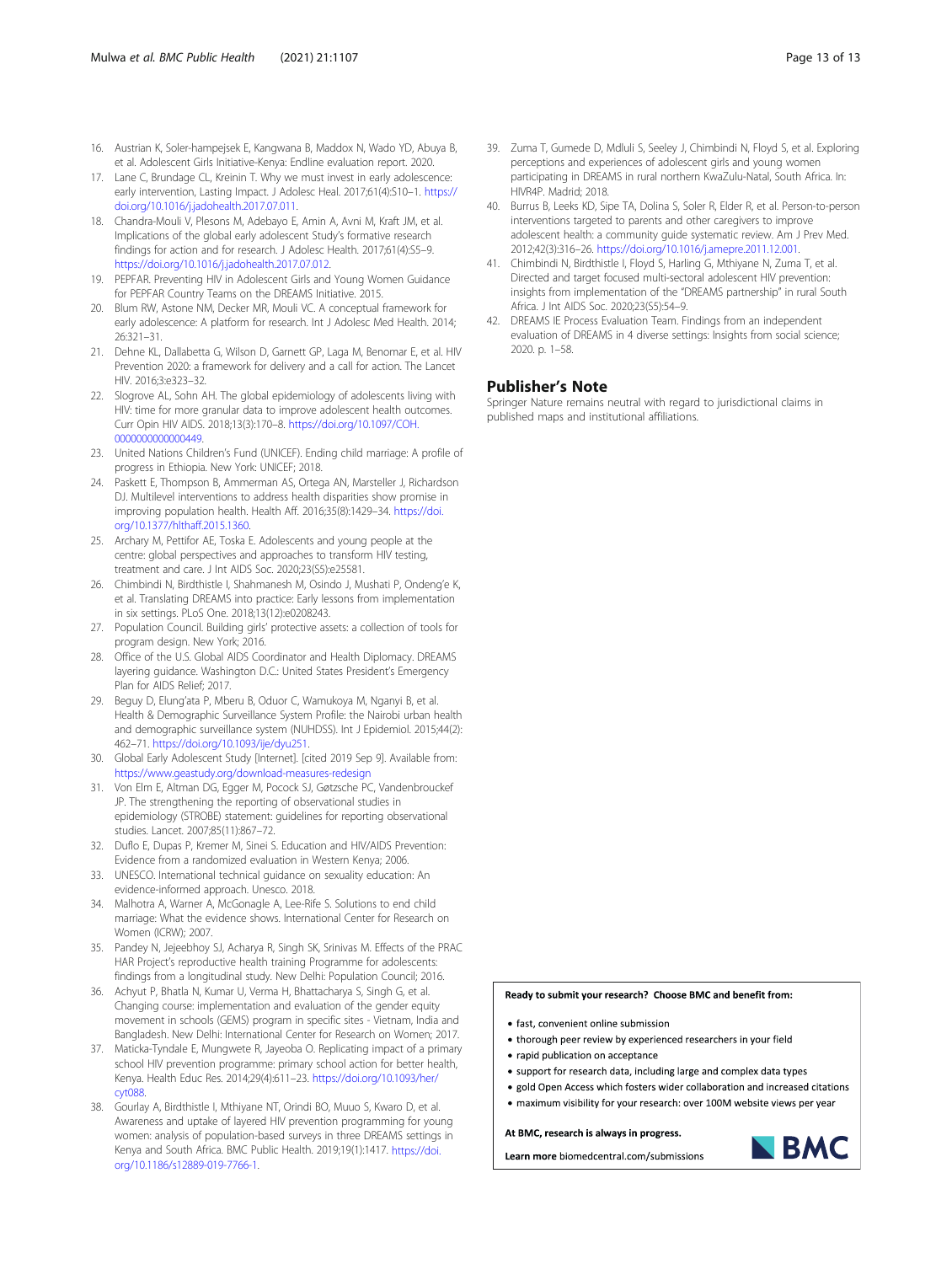16. Austrian K, Soler-hampejsek E, Kangwana B, Maddox N, Wado YD, Abuya B, et al. Adolescent Girls Initiative-Kenya: Endline evaluation report. 2020.
17. Lane C, Brundage CL, Kreinin T. Why we must invest in early adolescence: early intervention, Lasting Impact. J Adolesc Heal. 2017;61(4):S10–1. https://doi.org/10.1016/j.jadohealth.2017.07.011.
18. Chandra-Mouli V, Plesons M, Adebayo E, Amin A, Avni M, Kraft JM, et al. Implications of the global early adolescent Study's formative research findings for action and for research. J Adolesc Health. 2017;61(4):S5–9. https://doi.org/10.1016/j.jadohealth.2017.07.012.
19. PEPFAR. Preventing HIV in Adolescent Girls and Young Women Guidance for PEPFAR Country Teams on the DREAMS Initiative. 2015.
20. Blum RW, Astone NM, Decker MR, Mouli VC. A conceptual framework for early adolescence: A platform for research. Int J Adolesc Med Health. 2014; 26:321–31.
21. Dehne KL, Dallabetta G, Wilson D, Garnett GP, Laga M, Benomar E, et al. HIV Prevention 2020: a framework for delivery and a call for action. The Lancet HIV. 2016;3:e323–32.
22. Slogrove AL, Sohn AH. The global epidemiology of adolescents living with HIV: time for more granular data to improve adolescent health outcomes. Curr Opin HIV AIDS. 2018;13(3):170–8. https://doi.org/10.1097/COH.0000000000000449.
23. United Nations Children's Fund (UNICEF). Ending child marriage: A profile of progress in Ethiopia. New York: UNICEF; 2018.
24. Paskett E, Thompson B, Ammerman AS, Ortega AN, Marsteller J, Richardson DJ. Multilevel interventions to address health disparities show promise in improving population health. Health Aff. 2016;35(8):1429–34. https://doi.org/10.1377/hlthaff.2015.1360.
25. Archary M, Pettifor AE, Toska E. Adolescents and young people at the centre: global perspectives and approaches to transform HIV testing, treatment and care. J Int AIDS Soc. 2020;23(S5):e25581.
26. Chimbindi N, Birdthistle I, Shahmanesh M, Osindo J, Mushati P, Ondeng'e K, et al. Translating DREAMS into practice: Early lessons from implementation in six settings. PLoS One. 2018;13(12):e0208243.
27. Population Council. Building girls' protective assets: a collection of tools for program design. New York; 2016.
28. Office of the U.S. Global AIDS Coordinator and Health Diplomacy. DREAMS layering guidance. Washington D.C.: United States President's Emergency Plan for AIDS Relief; 2017.
29. Beguy D, Elung'ata P, Mberu B, Oduor C, Wamukoya M, Nganyi B, et al. Health & Demographic Surveillance System Profile: the Nairobi urban health and demographic surveillance system (NUHDSS). Int J Epidemiol. 2015;44(2): 462–71. https://doi.org/10.1093/ije/dyu251.
30. Global Early Adolescent Study [Internet]. [cited 2019 Sep 9]. Available from: https://www.geastudy.org/download-measures-redesign
31. Von Elm E, Altman DG, Egger M, Pocock SJ, Gøtzsche PC, Vandenbroucke JP. The strengthening the reporting of observational studies in epidemiology (STROBE) statement: guidelines for reporting observational studies. Lancet. 2007;85(11):867–72.
32. Duflo E, Dupas P, Kremer M, Sinei S. Education and HIV/AIDS Prevention: Evidence from a randomized evaluation in Western Kenya; 2006.
33. UNESCO. International technical guidance on sexuality education: An evidence-informed approach. Unesco. 2018.
34. Malhotra A, Warner A, McGonagle A, Lee-Rife S. Solutions to end child marriage: What the evidence shows. International Center for Research on Women (ICRW); 2007.
35. Pandey N, Jejeebhoy SJ, Acharya R, Singh SK, Srinivas M. Effects of the PRAC HAR Project's reproductive health training Programme for adolescents: findings from a longitudinal study. New Delhi: Population Council; 2016.
36. Achyut P, Bhatla N, Kumar U, Verma H, Bhattacharya S, Singh G, et al. Changing course: implementation and evaluation of the gender equity movement in schools (GEMS) program in specific sites - Vietnam, India and Bangladesh. New Delhi: International Center for Research on Women; 2017.
37. Maticka-Tyndale E, Mungwete R, Jayeoba O. Replicating impact of a primary school HIV prevention programme: primary school action for better health, Kenya. Health Educ Res. 2014;29(4):611–23. https://doi.org/10.1093/her/cyt088.
38. Gourlay A, Birdthistle I, Mthiyane NT, Orindi BO, Muuo S, Kwaro D, et al. Awareness and uptake of layered HIV prevention programming for young women: analysis of population-based surveys in three DREAMS settings in Kenya and South Africa. BMC Public Health. 2019;19(1):1417. https://doi.org/10.1186/s12889-019-7766-1.
39. Zuma T, Gumede D, Mdluli S, Seeley J, Chimbindi N, Floyd S, et al. Exploring perceptions and experiences of adolescent girls and young women participating in DREAMS in rural northern KwaZulu-Natal, South Africa. In: HIVR4P. Madrid; 2018.
40. Burrus B, Leeks KD, Sipe TA, Dolina S, Soler R, Elder R, et al. Person-to-person interventions targeted to parents and other caregivers to improve adolescent health: a community guide systematic review. Am J Prev Med. 2012;42(3):316–26. https://doi.org/10.1016/j.amepre.2011.12.001.
41. Chimbindi N, Birdthistle I, Floyd S, Harling G, Mthiyane N, Zuma T, et al. Directed and target focused multi-sectoral adolescent HIV prevention: insights from implementation of the "DREAMS partnership" in rural South Africa. J Int AIDS Soc. 2020;23(S5):54–9.
42. DREAMS IE Process Evaluation Team. Findings from an independent evaluation of DREAMS in 4 diverse settings: Insights from social science; 2020. p. 1–58.

## Publisher's Note

Springer Nature remains neutral with regard to jurisdictional claims in published maps and institutional affiliations.

**Ready to submit your research? Choose BMC and benefit from:**

- fast, convenient online submission
- thorough peer review by experienced researchers in your field
- rapid publication on acceptance
- support for research data, including large and complex data types
- gold Open Access which fosters wider collaboration and increased citations
- maximum visibility for your research: over 100M website views per year

**At BMC, research is always in progress.**

**Learn more** biomedcentral.com/submissions

BMC